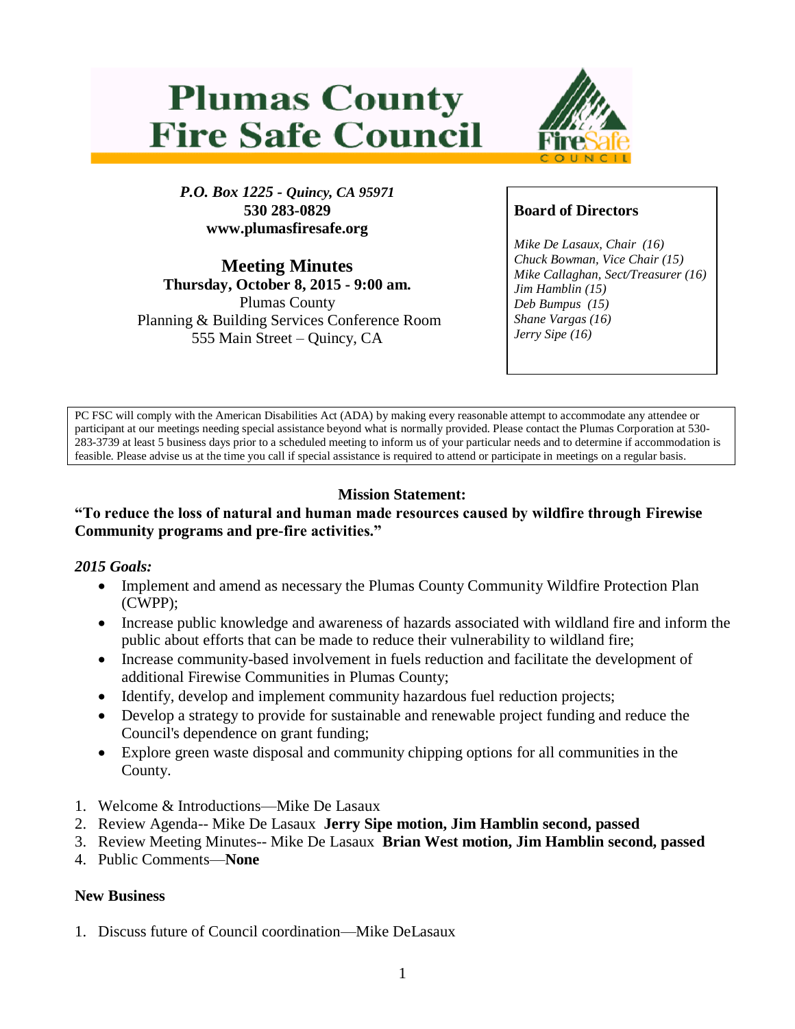# Plumas County Fire Safe Council

*P.O. Box 1225 - Quincy, CA 95971*
**530 283-0829**
**www.plumasfiresafe.org**

## Meeting Minutes

**Thursday, October 8, 2015 - 9:00 am.**
Plumas County
Planning & Building Services Conference Room
555 Main Street – Quincy, CA

**Board of Directors**

*Mike De Lasaux, Chair (16)*
*Chuck Bowman, Vice Chair (15)*
*Mike Callaghan, Sect/Treasurer (16)*
*Jim Hamblin (15)*
*Deb Bumpus (15)*
*Shane Vargas (16)*
*Jerry Sipe (16)*

PC FSC will comply with the American Disabilities Act (ADA) by making every reasonable attempt to accommodate any attendee or participant at our meetings needing special assistance beyond what is normally provided. Please contact the Plumas Corporation at 530-283-3739 at least 5 business days prior to a scheduled meeting to inform us of your particular needs and to determine if accommodation is feasible. Please advise us at the time you call if special assistance is required to attend or participate in meetings on a regular basis.

**Mission Statement:**

**"To reduce the loss of natural and human made resources caused by wildfire through Firewise Community programs and pre-fire activities."**

***2015 Goals:***

- Implement and amend as necessary the Plumas County Community Wildfire Protection Plan (CWPP);
- Increase public knowledge and awareness of hazards associated with wildland fire and inform the public about efforts that can be made to reduce their vulnerability to wildland fire;
- Increase community-based involvement in fuels reduction and facilitate the development of additional Firewise Communities in Plumas County;
- Identify, develop and implement community hazardous fuel reduction projects;
- Develop a strategy to provide for sustainable and renewable project funding and reduce the Council's dependence on grant funding;
- Explore green waste disposal and community chipping options for all communities in the County.

1. Welcome & Introductions—Mike De Lasaux
2. Review Agenda-- Mike De Lasaux **Jerry Sipe motion, Jim Hamblin second, passed**
3. Review Meeting Minutes-- Mike De Lasaux **Brian West motion, Jim Hamblin second, passed**
4. Public Comments—**None**

**New Business**

1. Discuss future of Council coordination—Mike DeLasaux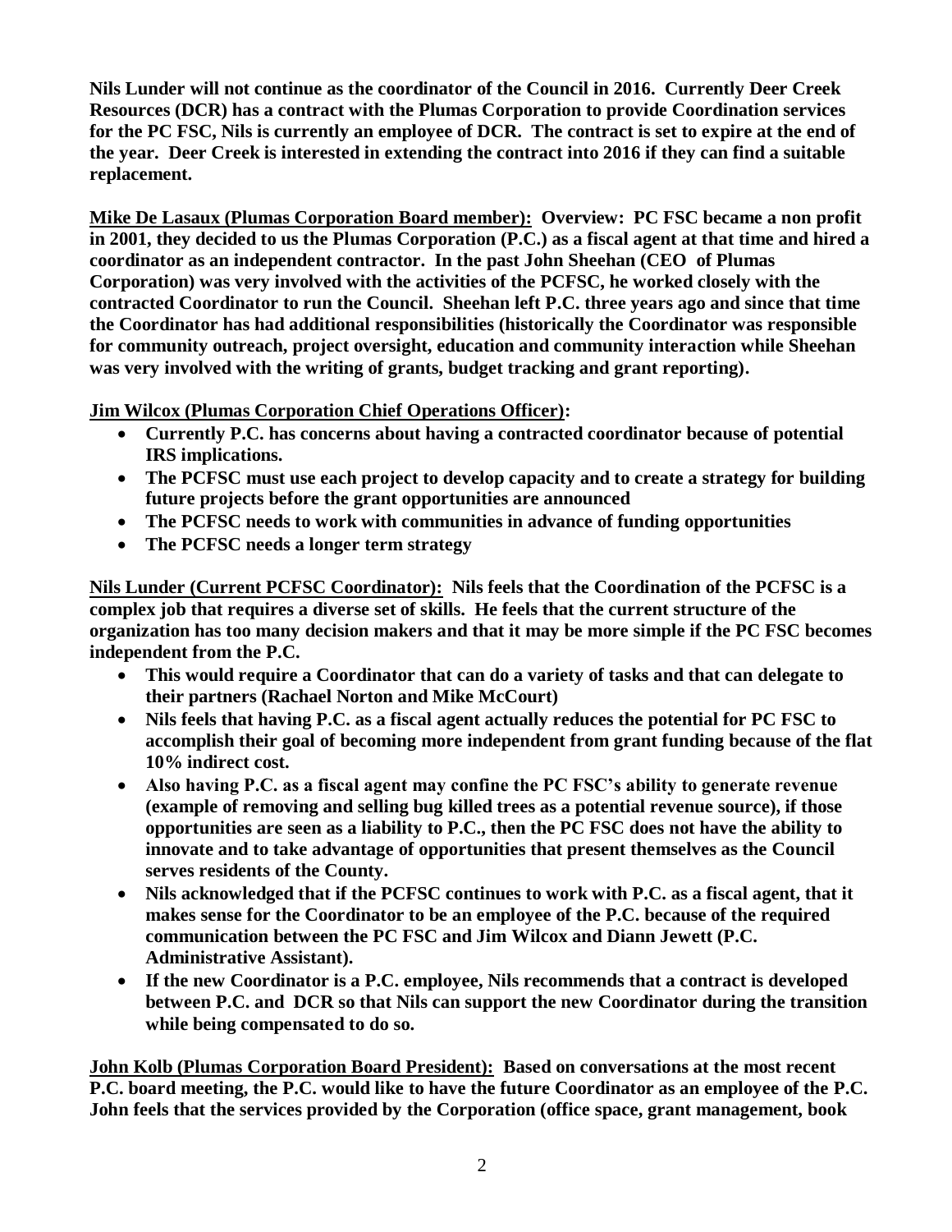**Nils Lunder will not continue as the coordinator of the Council in 2016. Currently Deer Creek Resources (DCR) has a contract with the Plumas Corporation to provide Coordination services for the PC FSC, Nils is currently an employee of DCR. The contract is set to expire at the end of the year. Deer Creek is interested in extending the contract into 2016 if they can find a suitable replacement.**

**<u>Mike De Lasaux (Plumas Corporation Board member):</u> Overview: PC FSC became a non profit in 2001, they decided to us the Plumas Corporation (P.C.) as a fiscal agent at that time and hired a coordinator as an independent contractor. In the past John Sheehan (CEO of Plumas Corporation) was very involved with the activities of the PCFSC, he worked closely with the contracted Coordinator to run the Council. Sheehan left P.C. three years ago and since that time the Coordinator has had additional responsibilities (historically the Coordinator was responsible for community outreach, project oversight, education and community interaction while Sheehan was very involved with the writing of grants, budget tracking and grant reporting).**

**<u>Jim Wilcox (Plumas Corporation Chief Operations Officer):</u>**

- **Currently P.C. has concerns about having a contracted coordinator because of potential IRS implications.**
- **The PCFSC must use each project to develop capacity and to create a strategy for building future projects before the grant opportunities are announced**
- **The PCFSC needs to work with communities in advance of funding opportunities**
- **The PCFSC needs a longer term strategy**

**<u>Nils Lunder (Current PCFSC Coordinator):</u> Nils feels that the Coordination of the PCFSC is a complex job that requires a diverse set of skills. He feels that the current structure of the organization has too many decision makers and that it may be more simple if the PC FSC becomes independent from the P.C.**

- **This would require a Coordinator that can do a variety of tasks and that can delegate to their partners (Rachael Norton and Mike McCourt)**
- **Nils feels that having P.C. as a fiscal agent actually reduces the potential for PC FSC to accomplish their goal of becoming more independent from grant funding because of the flat 10% indirect cost.**
- **Also having P.C. as a fiscal agent may confine the PC FSC's ability to generate revenue (example of removing and selling bug killed trees as a potential revenue source), if those opportunities are seen as a liability to P.C., then the PC FSC does not have the ability to innovate and to take advantage of opportunities that present themselves as the Council serves residents of the County.**
- **Nils acknowledged that if the PCFSC continues to work with P.C. as a fiscal agent, that it makes sense for the Coordinator to be an employee of the P.C. because of the required communication between the PC FSC and Jim Wilcox and Diann Jewett (P.C. Administrative Assistant).**
- **If the new Coordinator is a P.C. employee, Nils recommends that a contract is developed between P.C. and DCR so that Nils can support the new Coordinator during the transition while being compensated to do so.**

**<u>John Kolb (Plumas Corporation Board President):</u> Based on conversations at the most recent P.C. board meeting, the P.C. would like to have the future Coordinator as an employee of the P.C. John feels that the services provided by the Corporation (office space, grant management, book**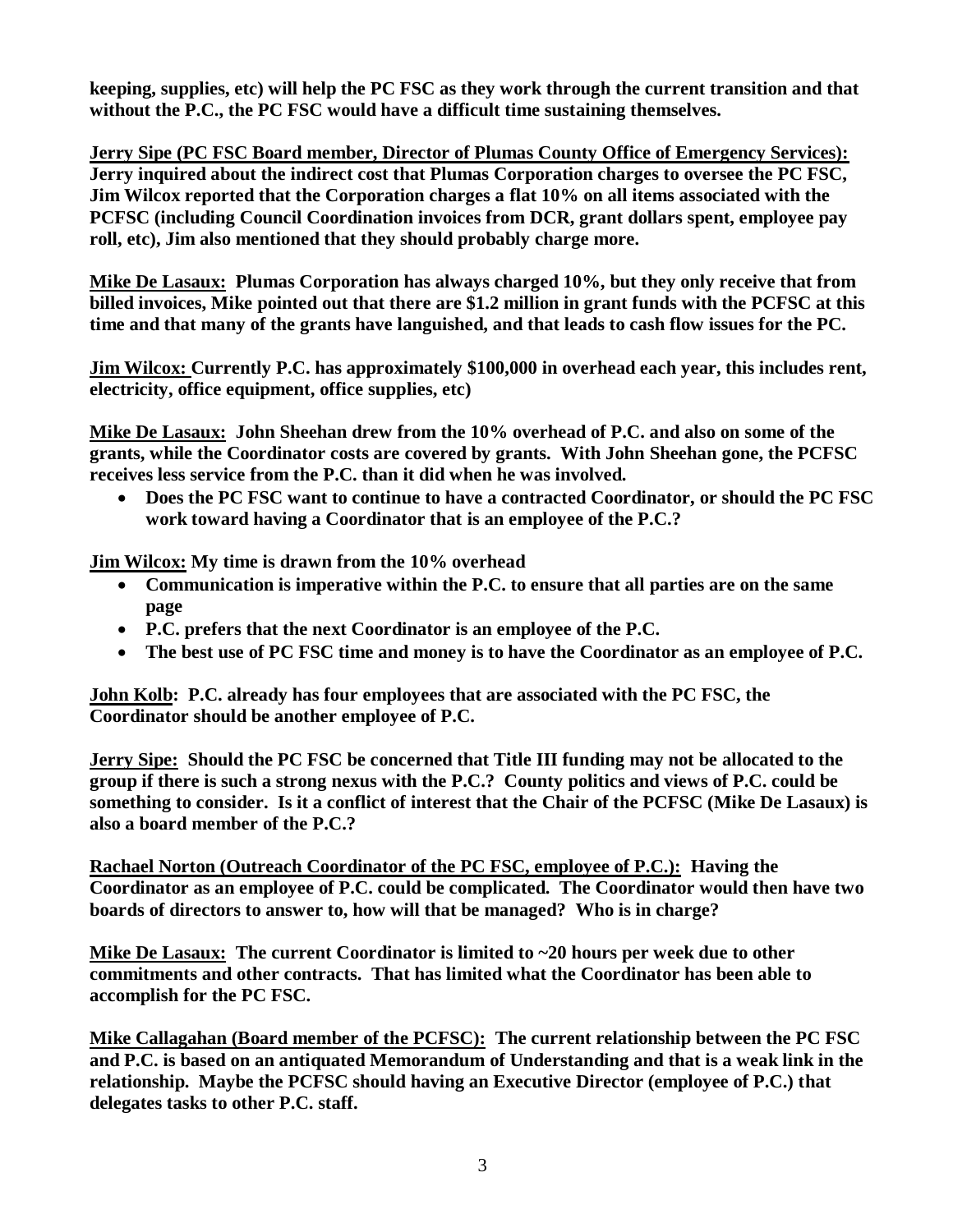**keeping, supplies, etc) will help the PC FSC as they work through the current transition and that without the P.C., the PC FSC would have a difficult time sustaining themselves.**

**Jerry Sipe (PC FSC Board member, Director of Plumas County Office of Emergency Services): Jerry inquired about the indirect cost that Plumas Corporation charges to oversee the PC FSC, Jim Wilcox reported that the Corporation charges a flat 10% on all items associated with the PCFSC (including Council Coordination invoices from DCR, grant dollars spent, employee pay roll, etc), Jim also mentioned that they should probably charge more.**

**Mike De Lasaux: Plumas Corporation has always charged 10%, but they only receive that from billed invoices, Mike pointed out that there are $1.2 million in grant funds with the PCFSC at this time and that many of the grants have languished, and that leads to cash flow issues for the PC.**

**Jim Wilcox: Currently P.C. has approximately $100,000 in overhead each year, this includes rent, electricity, office equipment, office supplies, etc)**

**Mike De Lasaux: John Sheehan drew from the 10% overhead of P.C. and also on some of the grants, while the Coordinator costs are covered by grants. With John Sheehan gone, the PCFSC receives less service from the P.C. than it did when he was involved.**

- **Does the PC FSC want to continue to have a contracted Coordinator, or should the PC FSC work toward having a Coordinator that is an employee of the P.C.?**

**Jim Wilcox: My time is drawn from the 10% overhead**

- **Communication is imperative within the P.C. to ensure that all parties are on the same page**
- **P.C. prefers that the next Coordinator is an employee of the P.C.**
- **The best use of PC FSC time and money is to have the Coordinator as an employee of P.C.**

**John Kolb: P.C. already has four employees that are associated with the PC FSC, the Coordinator should be another employee of P.C.**

**Jerry Sipe: Should the PC FSC be concerned that Title III funding may not be allocated to the group if there is such a strong nexus with the P.C.? County politics and views of P.C. could be something to consider. Is it a conflict of interest that the Chair of the PCFSC (Mike De Lasaux) is also a board member of the P.C.?**

**Rachael Norton (Outreach Coordinator of the PC FSC, employee of P.C.): Having the Coordinator as an employee of P.C. could be complicated. The Coordinator would then have two boards of directors to answer to, how will that be managed? Who is in charge?**

**Mike De Lasaux: The current Coordinator is limited to ~20 hours per week due to other commitments and other contracts. That has limited what the Coordinator has been able to accomplish for the PC FSC.**

**Mike Callagahan (Board member of the PCFSC): The current relationship between the PC FSC and P.C. is based on an antiquated Memorandum of Understanding and that is a weak link in the relationship. Maybe the PCFSC should having an Executive Director (employee of P.C.) that delegates tasks to other P.C. staff.**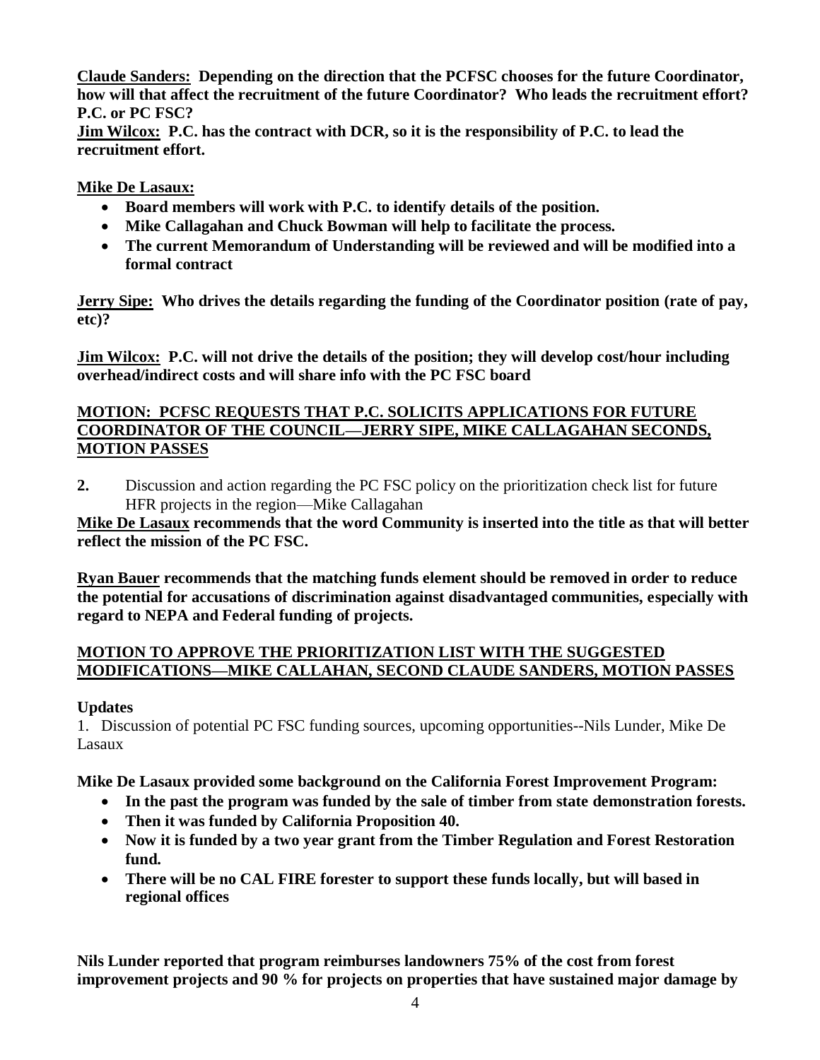**Claude Sanders: Depending on the direction that the PCFSC chooses for the future Coordinator, how will that affect the recruitment of the future Coordinator? Who leads the recruitment effort? P.C. or PC FSC?**

**Jim Wilcox: P.C. has the contract with DCR, so it is the responsibility of P.C. to lead the recruitment effort.**

**Mike De Lasaux:**

- **Board members will work with P.C. to identify details of the position.**
- **Mike Callagahan and Chuck Bowman will help to facilitate the process.**
- **The current Memorandum of Understanding will be reviewed and will be modified into a formal contract**

**Jerry Sipe: Who drives the details regarding the funding of the Coordinator position (rate of pay, etc)?**

**Jim Wilcox: P.C. will not drive the details of the position; they will develop cost/hour including overhead/indirect costs and will share info with the PC FSC board**

**MOTION: PCFSC REQUESTS THAT P.C. SOLICITS APPLICATIONS FOR FUTURE COORDINATOR OF THE COUNCIL—JERRY SIPE, MIKE CALLAGAHAN SECONDS, MOTION PASSES**

**2.** Discussion and action regarding the PC FSC policy on the prioritization check list for future HFR projects in the region—Mike Callagahan

**Mike De Lasaux recommends that the word Community is inserted into the title as that will better reflect the mission of the PC FSC.**

**Ryan Bauer recommends that the matching funds element should be removed in order to reduce the potential for accusations of discrimination against disadvantaged communities, especially with regard to NEPA and Federal funding of projects.**

**MOTION TO APPROVE THE PRIORITIZATION LIST WITH THE SUGGESTED MODIFICATIONS—MIKE CALLAHAN, SECOND CLAUDE SANDERS, MOTION PASSES**

**Updates**

1. Discussion of potential PC FSC funding sources, upcoming opportunities--Nils Lunder, Mike De Lasaux

**Mike De Lasaux provided some background on the California Forest Improvement Program:**

- **In the past the program was funded by the sale of timber from state demonstration forests.**
- **Then it was funded by California Proposition 40.**
- **Now it is funded by a two year grant from the Timber Regulation and Forest Restoration fund.**
- **There will be no CAL FIRE forester to support these funds locally, but will based in regional offices**

**Nils Lunder reported that program reimburses landowners 75% of the cost from forest improvement projects and 90 % for projects on properties that have sustained major damage by**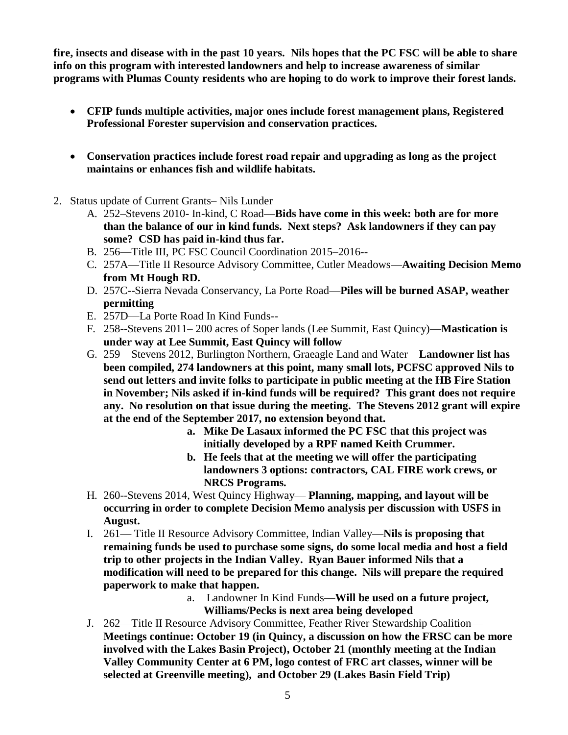**fire, insects and disease with in the past 10 years. Nils hopes that the PC FSC will be able to share info on this program with interested landowners and help to increase awareness of similar programs with Plumas County residents who are hoping to do work to improve their forest lands.**

- **CFIP funds multiple activities, major ones include forest management plans, Registered Professional Forester supervision and conservation practices.**

- **Conservation practices include forest road repair and upgrading as long as the project maintains or enhances fish and wildlife habitats.**

2. Status update of Current Grants– Nils Lunder
   A. 252–Stevens 2010- In-kind, C Road—**Bids have come in this week: both are for more than the balance of our in kind funds. Next steps? Ask landowners if they can pay some? CSD has paid in-kind thus far.**
   B. 256—Title III, PC FSC Council Coordination 2015–2016--
   C. 257A—Title II Resource Advisory Committee, Cutler Meadows—**Awaiting Decision Memo from Mt Hough RD.**
   D. 257C--Sierra Nevada Conservancy, La Porte Road—**Piles will be burned ASAP, weather permitting**
   E. 257D—La Porte Road In Kind Funds--
   F. 258--Stevens 2011– 200 acres of Soper lands (Lee Summit, East Quincy)—**Mastication is under way at Lee Summit, East Quincy will follow**
   G. 259—Stevens 2012, Burlington Northern, Graeagle Land and Water—**Landowner list has been compiled, 274 landowners at this point, many small lots, PCFSC approved Nils to send out letters and invite folks to participate in public meeting at the HB Fire Station in November; Nils asked if in-kind funds will be required? This grant does not require any. No resolution on that issue during the meeting. The Stevens 2012 grant will expire at the end of the September 2017, no extension beyond that.**
      a. **Mike De Lasaux informed the PC FSC that this project was initially developed by a RPF named Keith Crummer.**
      b. **He feels that at the meeting we will offer the participating landowners 3 options: contractors, CAL FIRE work crews, or NRCS Programs.**
   H. 260--Stevens 2014, West Quincy Highway— **Planning, mapping, and layout will be occurring in order to complete Decision Memo analysis per discussion with USFS in August.**
   I. 261— Title II Resource Advisory Committee, Indian Valley—**Nils is proposing that remaining funds be used to purchase some signs, do some local media and host a field trip to other projects in the Indian Valley. Ryan Bauer informed Nils that a modification will need to be prepared for this change. Nils will prepare the required paperwork to make that happen.**
      a. Landowner In Kind Funds—**Will be used on a future project, Williams/Pecks is next area being developed**
   J. 262—Title II Resource Advisory Committee, Feather River Stewardship Coalition—**Meetings continue: October 19 (in Quincy, a discussion on how the FRSC can be more involved with the Lakes Basin Project), October 21 (monthly meeting at the Indian Valley Community Center at 6 PM, logo contest of FRC art classes, winner will be selected at Greenville meeting), and October 29 (Lakes Basin Field Trip)**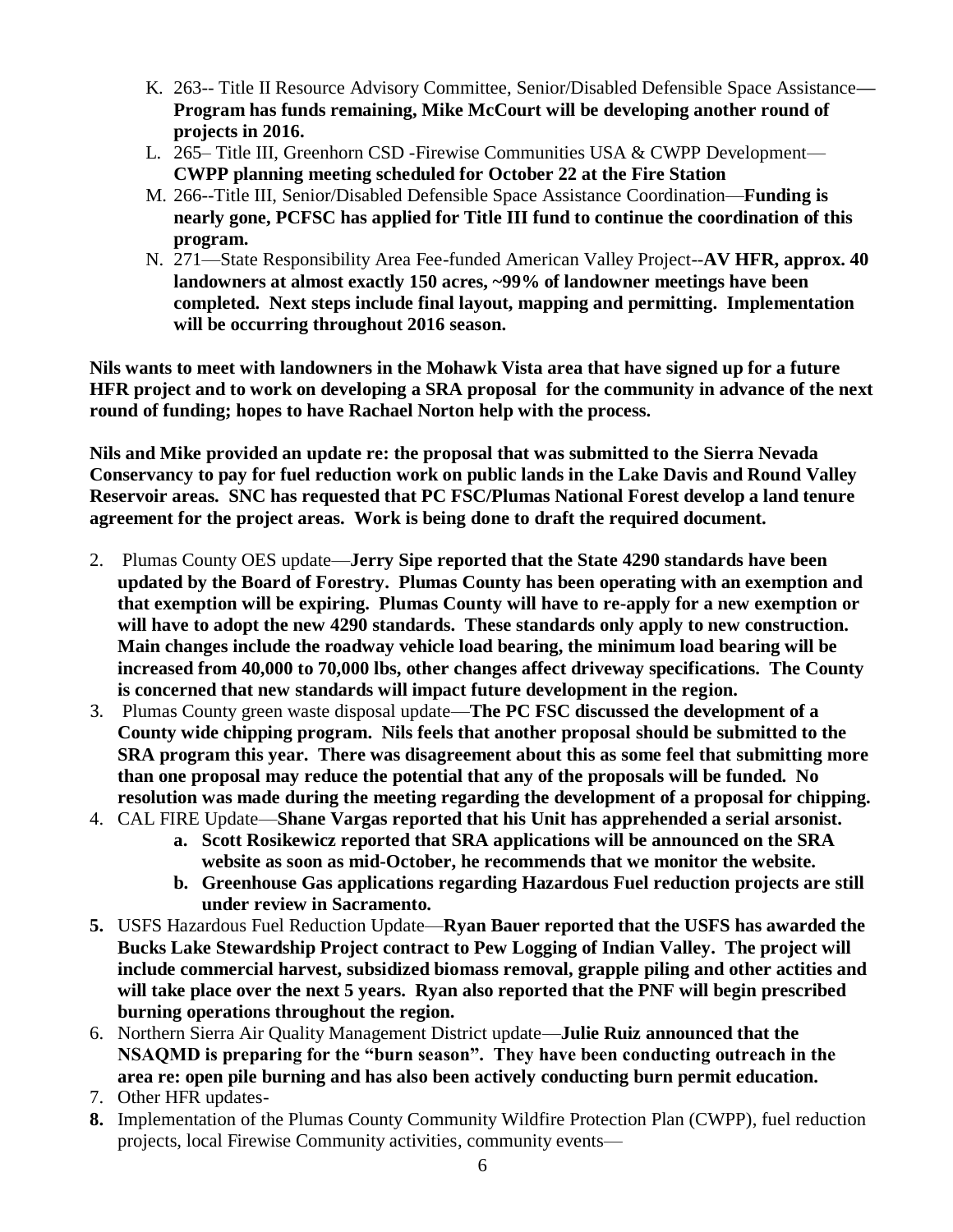K. 263-- Title II Resource Advisory Committee, Senior/Disabled Defensible Space Assistance—**Program has funds remaining, Mike McCourt will be developing another round of projects in 2016.**

L. 265– Title III, Greenhorn CSD -Firewise Communities USA & CWPP Development—**CWPP planning meeting scheduled for October 22 at the Fire Station**

M. 266--Title III, Senior/Disabled Defensible Space Assistance Coordination—**Funding is nearly gone, PCFSC has applied for Title III fund to continue the coordination of this program.**

N. 271—State Responsibility Area Fee-funded American Valley Project--**AV HFR, approx. 40 landowners at almost exactly 150 acres, ~99% of landowner meetings have been completed. Next steps include final layout, mapping and permitting. Implementation will be occurring throughout 2016 season.**

**Nils wants to meet with landowners in the Mohawk Vista area that have signed up for a future HFR project and to work on developing a SRA proposal for the community in advance of the next round of funding; hopes to have Rachael Norton help with the process.**

**Nils and Mike provided an update re: the proposal that was submitted to the Sierra Nevada Conservancy to pay for fuel reduction work on public lands in the Lake Davis and Round Valley Reservoir areas. SNC has requested that PC FSC/Plumas National Forest develop a land tenure agreement for the project areas. Work is being done to draft the required document.**

2. Plumas County OES update—**Jerry Sipe reported that the State 4290 standards have been updated by the Board of Forestry. Plumas County has been operating with an exemption and that exemption will be expiring. Plumas County will have to re-apply for a new exemption or will have to adopt the new 4290 standards. These standards only apply to new construction. Main changes include the roadway vehicle load bearing, the minimum load bearing will be increased from 40,000 to 70,000 lbs, other changes affect driveway specifications. The County is concerned that new standards will impact future development in the region.**
3. Plumas County green waste disposal update—**The PC FSC discussed the development of a County wide chipping program. Nils feels that another proposal should be submitted to the SRA program this year. There was disagreement about this as some feel that submitting more than one proposal may reduce the potential that any of the proposals will be funded. No resolution was made during the meeting regarding the development of a proposal for chipping.**
4. CAL FIRE Update—**Shane Vargas reported that his Unit has apprehended a serial arsonist.**
   - **a. Scott Rosikewicz reported that SRA applications will be announced on the SRA website as soon as mid-October, he recommends that we monitor the website.**
   - **b. Greenhouse Gas applications regarding Hazardous Fuel reduction projects are still under review in Sacramento.**
5. USFS Hazardous Fuel Reduction Update—**Ryan Bauer reported that the USFS has awarded the Bucks Lake Stewardship Project contract to Pew Logging of Indian Valley. The project will include commercial harvest, subsidized biomass removal, grapple piling and other actities and will take place over the next 5 years. Ryan also reported that the PNF will begin prescribed burning operations throughout the region.**
6. Northern Sierra Air Quality Management District update—**Julie Ruiz announced that the NSAQMD is preparing for the "burn season". They have been conducting outreach in the area re: open pile burning and has also been actively conducting burn permit education.**
7. Other HFR updates-
8. Implementation of the Plumas County Community Wildfire Protection Plan (CWPP), fuel reduction projects, local Firewise Community activities, community events—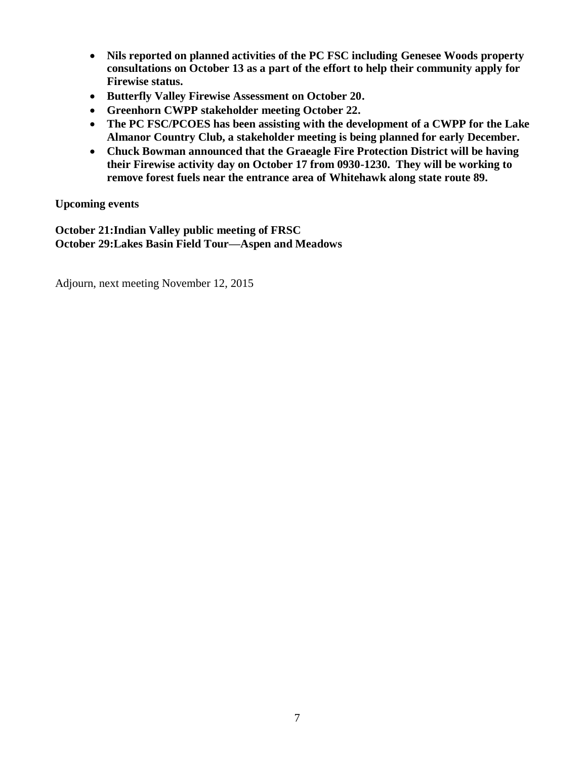- **Nils reported on planned activities of the PC FSC including Genesee Woods property consultations on October 13 as a part of the effort to help their community apply for Firewise status.**
- **Butterfly Valley Firewise Assessment on October 20.**
- **Greenhorn CWPP stakeholder meeting October 22.**
- **The PC FSC/PCOES has been assisting with the development of a CWPP for the Lake Almanor Country Club, a stakeholder meeting is being planned for early December.**
- **Chuck Bowman announced that the Graeagle Fire Protection District will be having their Firewise activity day on October 17 from 0930-1230. They will be working to remove forest fuels near the entrance area of Whitehawk along state route 89.**

**Upcoming events**

**October 21:Indian Valley public meeting of FRSC**
**October 29:Lakes Basin Field Tour—Aspen and Meadows**

Adjourn, next meeting November 12, 2015